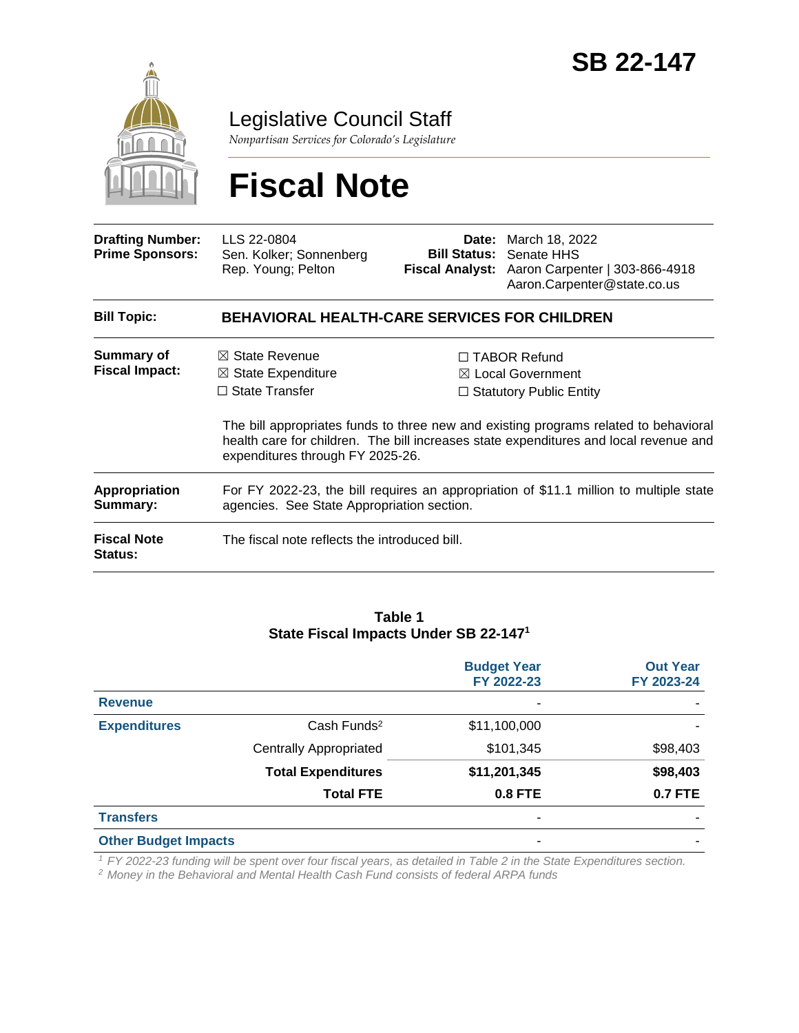# SB 22-147

## Legislative Council Staff

*Nonpartisan Services for Colorado's Legislature*

# Fiscal Note

| | | | |
|---|---|---|---|
| **Drafting Number:** | LLS 22-0804 | **Date:** | March 18, 2022 |
| **Prime Sponsors:** | Sen. Kolker; Sonnenberg<br>Rep. Young; Pelton | **Bill Status:** | Senate HHS |
| | | **Fiscal Analyst:** | Aaron Carpenter \| 303-866-4918<br>Aaron.Carpenter@state.co.us |

**Bill Topic:** **BEHAVIORAL HEALTH-CARE SERVICES FOR CHILDREN**

**Summary of Fiscal Impact:**

- ☒ State Revenue
- ☒ State Expenditure
- ☐ State Transfer
- ☐ TABOR Refund
- ☒ Local Government
- ☐ Statutory Public Entity

The bill appropriates funds to three new and existing programs related to behavioral health care for children. The bill increases state expenditures and local revenue and expenditures through FY 2025-26.

**Appropriation Summary:** For FY 2022-23, the bill requires an appropriation of $11.1 million to multiple state agencies. See State Appropriation section.

**Fiscal Note Status:** The fiscal note reflects the introduced bill.

**Table 1**
**State Fiscal Impacts Under SB 22-147[1]**

| | | Budget Year FY 2022-23 | Out Year FY 2023-24 |
|---|---|---|---|
| **Revenue** | | - | - |
| **Expenditures** | Cash Funds[2] | $11,100,000 | - |
| | Centrally Appropriated | $101,345 | $98,403 |
| | **Total Expenditures** | **$11,201,345** | **$98,403** |
| | **Total FTE** | **0.8 FTE** | **0.7 FTE** |
| **Transfers** | | - | - |
| **Other Budget Impacts** | | - | - |

*[1] FY 2022-23 funding will be spent over four fiscal years, as detailed in Table 2 in the State Expenditures section.*
*[2] Money in the Behavioral and Mental Health Cash Fund consists of federal ARPA funds*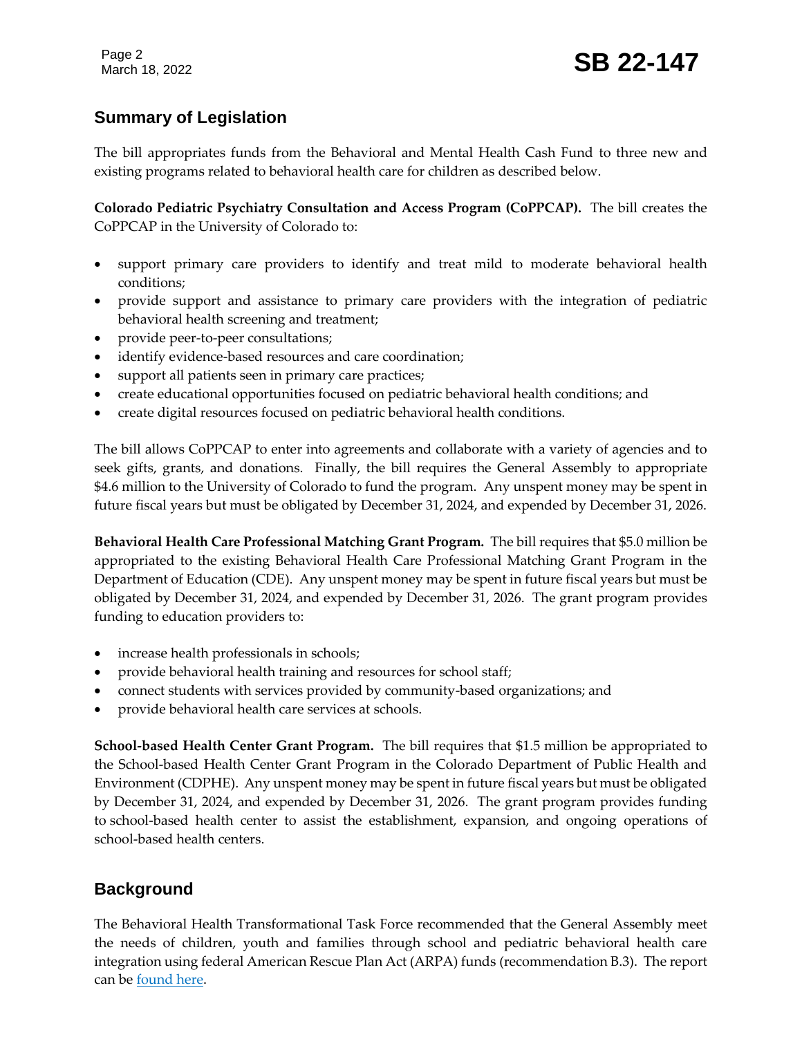## Summary of Legislation

The bill appropriates funds from the Behavioral and Mental Health Cash Fund to three new and existing programs related to behavioral health care for children as described below.

**Colorado Pediatric Psychiatry Consultation and Access Program (CoPPCAP).** The bill creates the CoPPCAP in the University of Colorado to:

- support primary care providers to identify and treat mild to moderate behavioral health conditions;
- provide support and assistance to primary care providers with the integration of pediatric behavioral health screening and treatment;
- provide peer-to-peer consultations;
- identify evidence-based resources and care coordination;
- support all patients seen in primary care practices;
- create educational opportunities focused on pediatric behavioral health conditions; and
- create digital resources focused on pediatric behavioral health conditions.

The bill allows CoPPCAP to enter into agreements and collaborate with a variety of agencies and to seek gifts, grants, and donations. Finally, the bill requires the General Assembly to appropriate $4.6 million to the University of Colorado to fund the program. Any unspent money may be spent in future fiscal years but must be obligated by December 31, 2024, and expended by December 31, 2026.

**Behavioral Health Care Professional Matching Grant Program.** The bill requires that $5.0 million be appropriated to the existing Behavioral Health Care Professional Matching Grant Program in the Department of Education (CDE). Any unspent money may be spent in future fiscal years but must be obligated by December 31, 2024, and expended by December 31, 2026. The grant program provides funding to education providers to:

- increase health professionals in schools;
- provide behavioral health training and resources for school staff;
- connect students with services provided by community-based organizations; and
- provide behavioral health care services at schools.

**School-based Health Center Grant Program.** The bill requires that $1.5 million be appropriated to the School-based Health Center Grant Program in the Colorado Department of Public Health and Environment (CDPHE). Any unspent money may be spent in future fiscal years but must be obligated by December 31, 2024, and expended by December 31, 2026. The grant program provides funding to school-based health center to assist the establishment, expansion, and ongoing operations of school-based health centers.

## Background

The Behavioral Health Transformational Task Force recommended that the General Assembly meet the needs of children, youth and families through school and pediatric behavioral health care integration using federal American Rescue Plan Act (ARPA) funds (recommendation B.3). The report can be found here.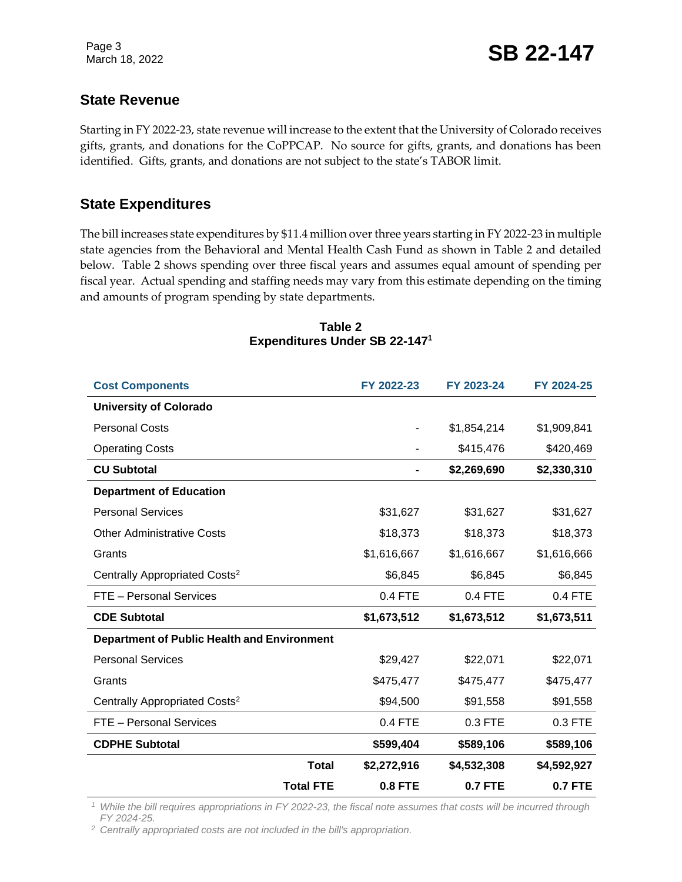## State Revenue

Starting in FY 2022-23, state revenue will increase to the extent that the University of Colorado receives gifts, grants, and donations for the CoPPCAP. No source for gifts, grants, and donations has been identified. Gifts, grants, and donations are not subject to the state's TABOR limit.

## State Expenditures

The bill increases state expenditures by $11.4 million over three years starting in FY 2022-23 in multiple state agencies from the Behavioral and Mental Health Cash Fund as shown in Table 2 and detailed below. Table 2 shows spending over three fiscal years and assumes equal amount of spending per fiscal year. Actual spending and staffing needs may vary from this estimate depending on the timing and amounts of program spending by state departments.

**Table 2**
**Expenditures Under SB 22-147**[1]

| Cost Components | FY 2022-23 | FY 2023-24 | FY 2024-25 |
|---|---|---|---|
| **University of Colorado** | | | |
| Personal Costs | - | $1,854,214 | $1,909,841 |
| Operating Costs | - | $415,476 | $420,469 |
| **CU Subtotal** | **-** | **$2,269,690** | **$2,330,310** |
| **Department of Education** | | | |
| Personal Services | $31,627 | $31,627 | $31,627 |
| Other Administrative Costs | $18,373 | $18,373 | $18,373 |
| Grants | $1,616,667 | $1,616,667 | $1,616,666 |
| Centrally Appropriated Costs[2] | $6,845 | $6,845 | $6,845 |
| FTE – Personal Services | 0.4 FTE | 0.4 FTE | 0.4 FTE |
| **CDE Subtotal** | **$1,673,512** | **$1,673,512** | **$1,673,511** |
| **Department of Public Health and Environment** | | | |
| Personal Services | $29,427 | $22,071 | $22,071 |
| Grants | $475,477 | $475,477 | $475,477 |
| Centrally Appropriated Costs[2] | $94,500 | $91,558 | $91,558 |
| FTE – Personal Services | 0.4 FTE | 0.3 FTE | 0.3 FTE |
| **CDPHE Subtotal** | **$599,404** | **$589,106** | **$589,106** |
| **Total** | **$2,272,916** | **$4,532,308** | **$4,592,927** |
| **Total FTE** | **0.8 FTE** | **0.7 FTE** | **0.7 FTE** |

*[1] While the bill requires appropriations in FY 2022-23, the fiscal note assumes that costs will be incurred through FY 2024-25.*
*[2] Centrally appropriated costs are not included in the bill's appropriation.*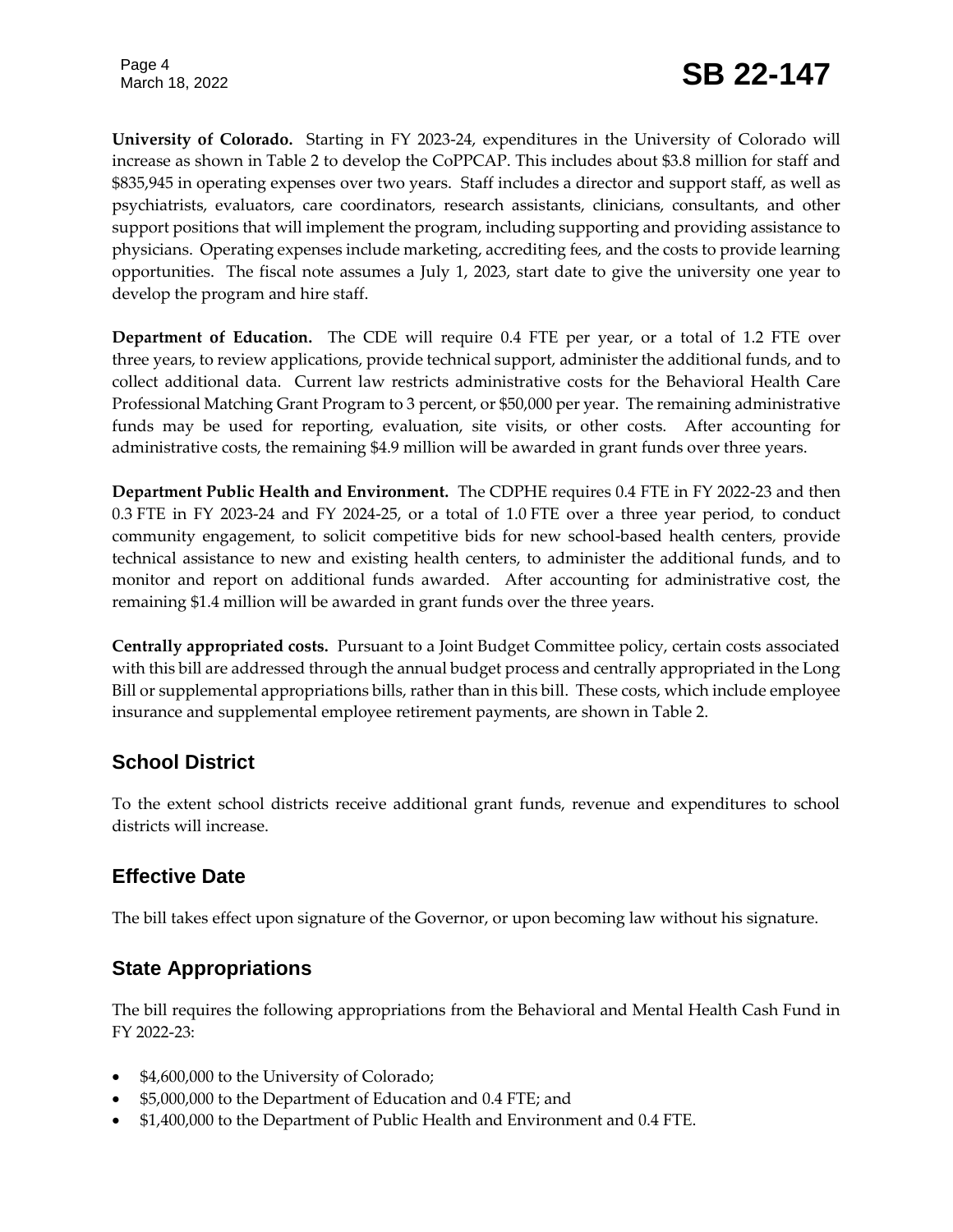**University of Colorado.** Starting in FY 2023-24, expenditures in the University of Colorado will increase as shown in Table 2 to develop the CoPPCAP. This includes about $3.8 million for staff and $835,945 in operating expenses over two years. Staff includes a director and support staff, as well as psychiatrists, evaluators, care coordinators, research assistants, clinicians, consultants, and other support positions that will implement the program, including supporting and providing assistance to physicians. Operating expenses include marketing, accrediting fees, and the costs to provide learning opportunities. The fiscal note assumes a July 1, 2023, start date to give the university one year to develop the program and hire staff.

**Department of Education.** The CDE will require 0.4 FTE per year, or a total of 1.2 FTE over three years, to review applications, provide technical support, administer the additional funds, and to collect additional data. Current law restricts administrative costs for the Behavioral Health Care Professional Matching Grant Program to 3 percent, or $50,000 per year. The remaining administrative funds may be used for reporting, evaluation, site visits, or other costs. After accounting for administrative costs, the remaining $4.9 million will be awarded in grant funds over three years.

**Department Public Health and Environment.** The CDPHE requires 0.4 FTE in FY 2022-23 and then 0.3 FTE in FY 2023-24 and FY 2024-25, or a total of 1.0 FTE over a three year period, to conduct community engagement, to solicit competitive bids for new school-based health centers, provide technical assistance to new and existing health centers, to administer the additional funds, and to monitor and report on additional funds awarded. After accounting for administrative cost, the remaining $1.4 million will be awarded in grant funds over the three years.

**Centrally appropriated costs.** Pursuant to a Joint Budget Committee policy, certain costs associated with this bill are addressed through the annual budget process and centrally appropriated in the Long Bill or supplemental appropriations bills, rather than in this bill. These costs, which include employee insurance and supplemental employee retirement payments, are shown in Table 2.

## School District

To the extent school districts receive additional grant funds, revenue and expenditures to school districts will increase.

## Effective Date

The bill takes effect upon signature of the Governor, or upon becoming law without his signature.

## State Appropriations

The bill requires the following appropriations from the Behavioral and Mental Health Cash Fund in FY 2022-23:

- $4,600,000 to the University of Colorado;
- $5,000,000 to the Department of Education and 0.4 FTE; and
- $1,400,000 to the Department of Public Health and Environment and 0.4 FTE.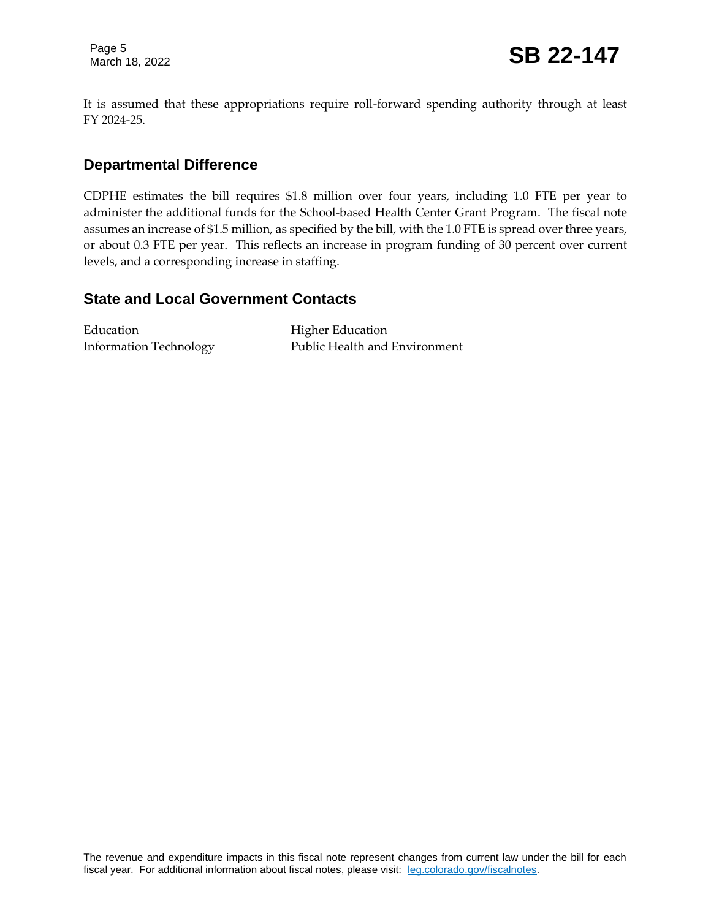It is assumed that these appropriations require roll-forward spending authority through at least FY 2024-25.

## Departmental Difference

CDPHE estimates the bill requires $1.8 million over four years, including 1.0 FTE per year to administer the additional funds for the School-based Health Center Grant Program. The fiscal note assumes an increase of $1.5 million, as specified by the bill, with the 1.0 FTE is spread over three years, or about 0.3 FTE per year. This reflects an increase in program funding of 30 percent over current levels, and a corresponding increase in staffing.

## State and Local Government Contacts

| | |
|---|---|
| Education | Higher Education |
| Information Technology | Public Health and Environment |

The revenue and expenditure impacts in this fiscal note represent changes from current law under the bill for each fiscal year. For additional information about fiscal notes, please visit: leg.colorado.gov/fiscalnotes.